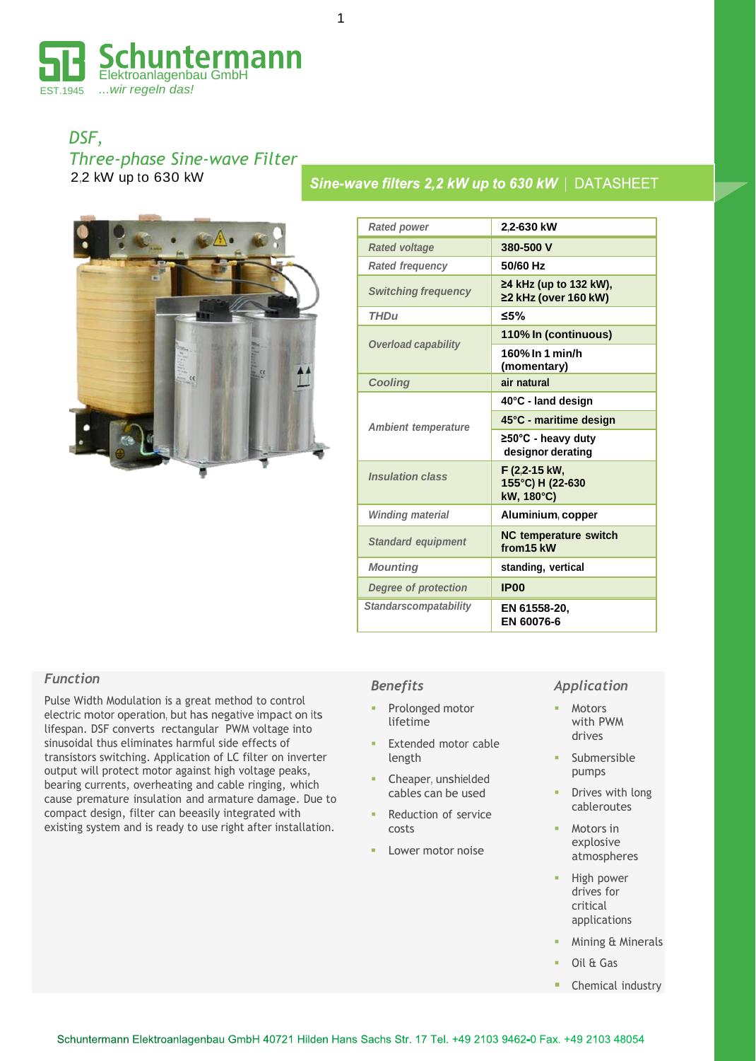Schuntermann
Elektroanlagenbau GmbH
EST.1945 ...wir regeln das!

# DSF, Three-phase Sine-wave Filter

2,2 kW up to 630 kW

## Sine-wave filters 2,2 kW up to 630 kW | DATASHEET

| Rated power | 2,2-630 kW |
|---|---|
| Rated voltage | 380-500 V |
| Rated frequency | 50/60 Hz |
| Switching frequency | ≥4 kHz (up to 132 kW), ≥2 kHz (over 160 kW) |
| THDu | ≤5% |
| Overload capability | 110% In (continuous) |
| | 160% In 1 min/h (momentary) |
| Cooling | air natural |
| Ambient temperature | 40°C - land design |
| | 45°C - maritime design |
| | ≥50°C - heavy duty designor derating |
| Insulation class | F (2,2-15 kW, 155°C) H (22-630 kW, 180°C) |
| Winding material | Aluminium, copper |
| Standard equipment | NC temperature switch from15 kW |
| Mounting | standing, vertical |
| Degree of protection | IP00 |
| Standarscompatability | EN 61558-20, EN 60076-6 |

### Function

Pulse Width Modulation is a great method to control electric motor operation, but has negative impact on its lifespan. DSF converts rectangular PWM voltage into sinusoidal thus eliminates harmful side effects of transistors switching. Application of LC filter on inverter output will protect motor against high voltage peaks, bearing currents, overheating and cable ringing, which cause premature insulation and armature damage. Due to compact design, filter can beeasily integrated with existing system and is ready to use right after installation.

### Benefits

- Prolonged motor lifetime
- Extended motor cable length
- Cheaper, unshielded cables can be used
- Reduction of service costs
- Lower motor noise

### Application

- Motors with PWM drives
- Submersible pumps
- Drives with long cableroutes
- Motors in explosive atmospheres
- High power drives for critical applications
- Mining & Minerals
- Oil & Gas
- Chemical industry

Schuntermann Elektroanlagenbau GmbH 40721 Hilden Hans Sachs Str. 17 Tel. +49 2103 9462-0 Fax. +49 2103 48054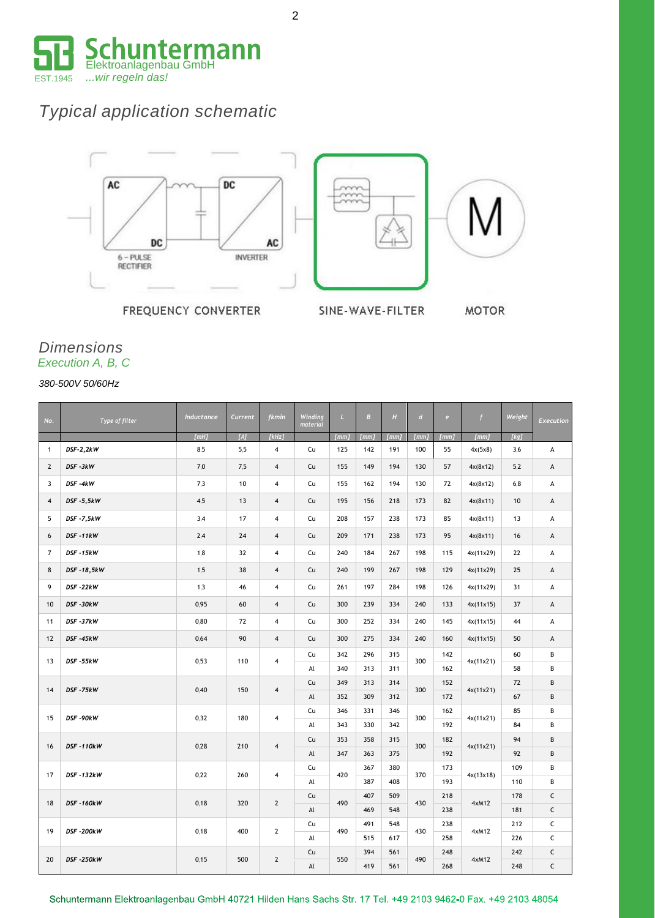# Schuntermann Elektroanlagenbau GmbH

EST.1945 ...wir regeln das!

## Typical application schematic

AC DC 6 – PULSE RECTIFIER — DC AC INVERTER

FREQUENCY CONVERTER — SINE-WAVE-FILTER — MOTOR

## Dimensions

*Execution A, B, C*

*380-500V 50/60Hz*

| No. | Type of filter | Inductance [mH] | Current [A] | fkmin [kHz] | Winding material | L [mm] | B [mm] | H [mm] | d [mm] | e [mm] | f [mm] | Weight [kg] | Execution |
|---|---|---|---|---|---|---|---|---|---|---|---|---|---|
| 1 | DSF-2,2kW | 8.5 | 5.5 | 4 | Cu | 125 | 142 | 191 | 100 | 55 | 4x(5x8) | 3.6 | A |
| 2 | DSF -3kW | 7.0 | 7.5 | 4 | Cu | 155 | 149 | 194 | 130 | 57 | 4x(8x12) | 5.2 | A |
| 3 | DSF -4kW | 7.3 | 10 | 4 | Cu | 155 | 162 | 194 | 130 | 72 | 4x(8x12) | 6.8 | A |
| 4 | DSF -5,5kW | 4.5 | 13 | 4 | Cu | 195 | 156 | 218 | 173 | 82 | 4x(8x11) | 10 | A |
| 5 | DSF -7,5kW | 3.4 | 17 | 4 | Cu | 208 | 157 | 238 | 173 | 85 | 4x(8x11) | 13 | A |
| 6 | DSF -11kW | 2.4 | 24 | 4 | Cu | 209 | 171 | 238 | 173 | 95 | 4x(8x11) | 16 | A |
| 7 | DSF -15kW | 1.8 | 32 | 4 | Cu | 240 | 184 | 267 | 198 | 115 | 4x(11x29) | 22 | A |
| 8 | DSF -18,5kW | 1.5 | 38 | 4 | Cu | 240 | 199 | 267 | 198 | 129 | 4x(11x29) | 25 | A |
| 9 | DSF -22kW | 1.3 | 46 | 4 | Cu | 261 | 197 | 284 | 198 | 126 | 4x(11x29) | 31 | A |
| 10 | DSF -30kW | 0.95 | 60 | 4 | Cu | 300 | 239 | 334 | 240 | 133 | 4x(11x15) | 37 | A |
| 11 | DSF -37kW | 0.80 | 72 | 4 | Cu | 300 | 252 | 334 | 240 | 145 | 4x(11x15) | 44 | A |
| 12 | DSF -45kW | 0.64 | 90 | 4 | Cu | 300 | 275 | 334 | 240 | 160 | 4x(11x15) | 50 | A |
| 13 | DSF -55kW | 0.53 | 110 | 4 | Cu | 342 | 296 | 315 | 300 | 142 | 4x(11x21) | 60 | B |
| | | | | | Al | 340 | 313 | 311 | | 162 | | 58 | B |
| 14 | DSF -75kW | 0.40 | 150 | 4 | Cu | 349 | 313 | 314 | 300 | 152 | 4x(11x21) | 72 | B |
| | | | | | Al | 352 | 309 | 312 | | 172 | | 67 | B |
| 15 | DSF -90kW | 0.32 | 180 | 4 | Cu | 346 | 331 | 346 | 300 | 162 | 4x(11x21) | 85 | B |
| | | | | | Al | 343 | 330 | 342 | | 192 | | 84 | B |
| 16 | DSF -110kW | 0.28 | 210 | 4 | Cu | 353 | 358 | 315 | 300 | 182 | 4x(11x21) | 94 | B |
| | | | | | Al | 347 | 363 | 375 | | 192 | | 92 | B |
| 17 | DSF -132kW | 0.22 | 260 | 4 | Cu | 420 | 367 | 380 | 370 | 173 | 4x(13x18) | 109 | B |
| | | | | | Al | | 387 | 408 | | 193 | | 110 | B |
| 18 | DSF -160kW | 0.18 | 320 | 2 | Cu | 490 | 407 | 509 | 430 | 218 | 4xM12 | 178 | C |
| | | | | | Al | | 469 | 548 | | 238 | | 181 | C |
| 19 | DSF -200kW | 0.18 | 400 | 2 | Cu | 490 | 491 | 548 | 430 | 238 | 4xM12 | 212 | C |
| | | | | | Al | | 515 | 617 | | 258 | | 226 | C |
| 20 | DSF -250kW | 0.15 | 500 | 2 | Cu | 550 | 394 | 561 | 490 | 248 | 4xM12 | 242 | C |
| | | | | | Al | | 419 | 561 | | 268 | | 248 | C |

Schuntermann Elektroanlagenbau GmbH 40721 Hilden Hans Sachs Str. 17 Tel. +49 2103 9462-0 Fax. +49 2103 48054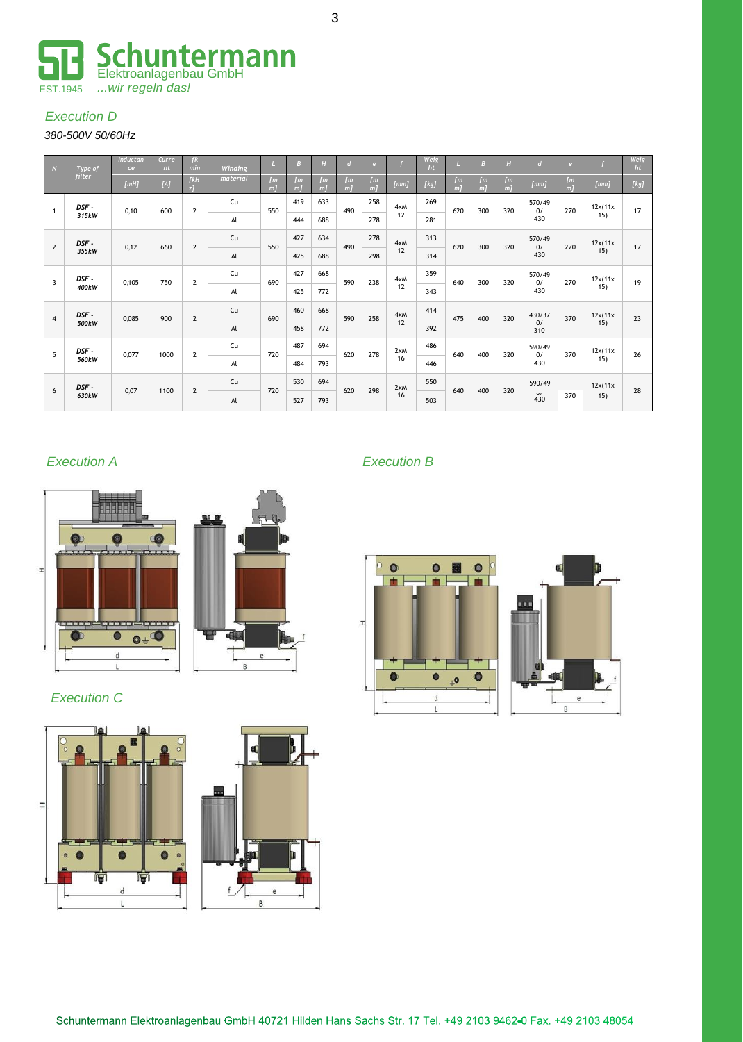Schuntermann
Elektroanlagenbau GmbH
EST.1945 ...wir regeln das!

## *Execution D*

*380-500V 50/60Hz*

| N | Type of filter | Inductance [mH] | Current [A] | fk min [kHz] | Winding material | L [mm] | B [mm] | H [mm] | d [mm] | e [mm] | f [mm] | Weight [kg] | L [mm] | B [mm] | H [mm] | d [mm] | e [mm] | f [mm] | Weight [kg] |
|---|---|---|---|---|---|---|---|---|---|---|---|---|---|---|---|---|---|---|---|
| 1 | DSF - 315kW | 0.10 | 600 | 2 | Cu | 550 | 419 | 633 | 490 | 258 | 4xM 12 | 269 | 620 | 300 | 320 | 570/490/430 | 270 | 12x(11x15) | 17 |
| | | | | | Al | | 444 | 688 | | 278 | | 281 | | | | | | | |
| 2 | DSF - 355kW | 0.12 | 660 | 2 | Cu | 550 | 427 | 634 | 490 | 278 | 4xM 12 | 313 | 620 | 300 | 320 | 570/490/430 | 270 | 12x(11x15) | 17 |
| | | | | | Al | | 425 | 688 | | 298 | | 314 | | | | | | | |
| 3 | DSF - 400kW | 0.105 | 750 | 2 | Cu | 690 | 427 | 668 | 590 | 238 | 4xM 12 | 359 | 640 | 300 | 320 | 570/490/430 | 270 | 12x(11x15) | 19 |
| | | | | | Al | | 425 | 772 | | | | 343 | | | | | | | |
| 4 | DSF - 500kW | 0.085 | 900 | 2 | Cu | 690 | 460 | 668 | 590 | 258 | 4xM 12 | 414 | 475 | 400 | 320 | 430/370/310 | 370 | 12x(11x15) | 23 |
| | | | | | Al | | 458 | 772 | | | | 392 | | | | | | | |
| 5 | DSF - 560kW | 0.077 | 1000 | 2 | Cu | 720 | 487 | 694 | 620 | 278 | 2xM 16 | 486 | 640 | 400 | 320 | 590/490/430 | 370 | 12x(11x15) | 26 |
| | | | | | Al | | 484 | 793 | | | | 446 | | | | | | | |
| 6 | DSF - 630kW | 0.07 | 1100 | 2 | Cu | 720 | 530 | 694 | 620 | 298 | 2xM 16 | 550 | 640 | 400 | 320 | 590/49.../430 | 370 | 12x(11x15) | 28 |
| | | | | | Al | | 527 | 793 | | | | 503 | | | | | | | |

## *Execution A*

## *Execution B*

## *Execution C*

Schuntermann Elektroanlagenbau GmbH 40721 Hilden Hans Sachs Str. 17 Tel. +49 2103 9462-0 Fax. +49 2103 48054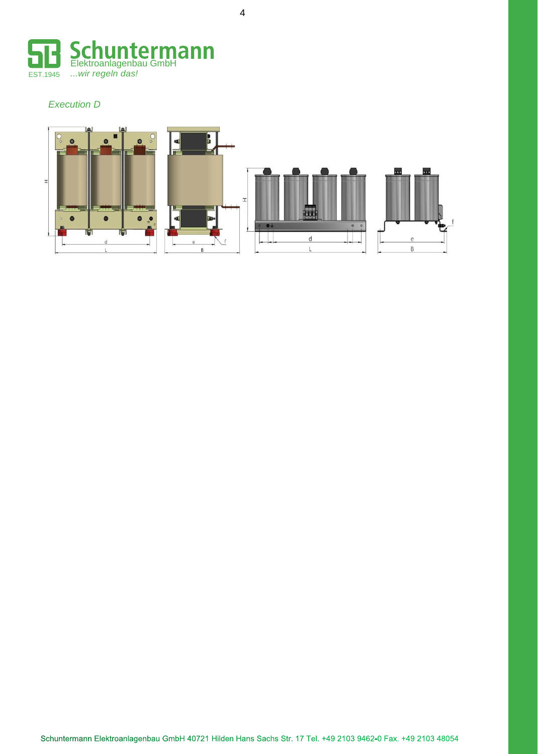Schuntermann
Elektroanlagenbau GmbH
EST.1945 ...wir regeln das!

*Execution D*

H
d
L
e
B
f
H
d
L
e
B
f

Schuntermann Elektroanlagenbau GmbH 40721 Hilden Hans Sachs Str. 17 Tel. +49 2103 9462-0 Fax. +49 2103 48054